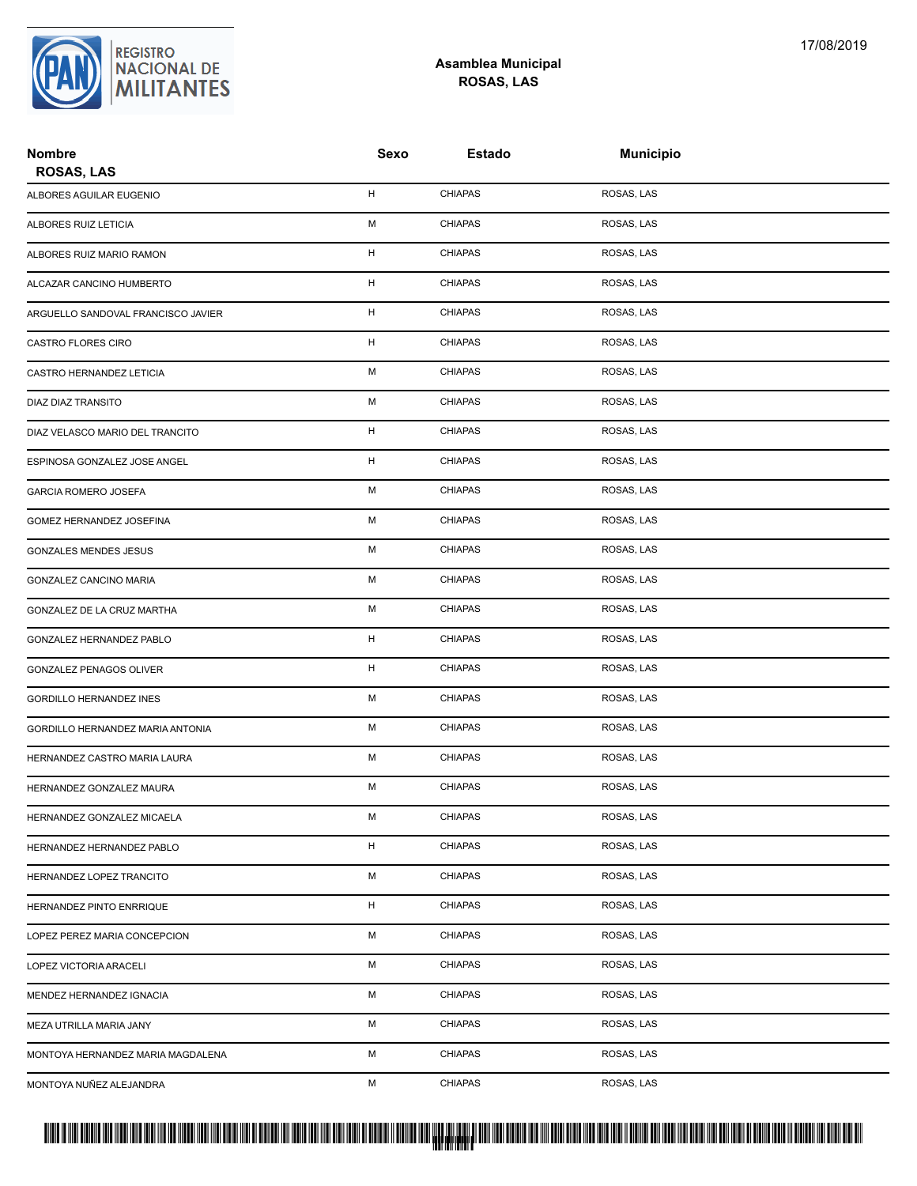REGISTRO NACIONAL DE MILITANTES

17/08/2019

## Asamblea Municipal
## ROSAS, LAS

| Nombre ROSAS, LAS | Sexo | Estado | Municipio |
|---|---|---|---|
| ALBORES AGUILAR EUGENIO | H | CHIAPAS | ROSAS, LAS |
| ALBORES RUIZ LETICIA | M | CHIAPAS | ROSAS, LAS |
| ALBORES RUIZ MARIO RAMON | H | CHIAPAS | ROSAS, LAS |
| ALCAZAR CANCINO HUMBERTO | H | CHIAPAS | ROSAS, LAS |
| ARGUELLO SANDOVAL FRANCISCO JAVIER | H | CHIAPAS | ROSAS, LAS |
| CASTRO FLORES CIRO | H | CHIAPAS | ROSAS, LAS |
| CASTRO HERNANDEZ LETICIA | M | CHIAPAS | ROSAS, LAS |
| DIAZ DIAZ TRANSITO | M | CHIAPAS | ROSAS, LAS |
| DIAZ VELASCO MARIO DEL TRANCITO | H | CHIAPAS | ROSAS, LAS |
| ESPINOSA GONZALEZ JOSE ANGEL | H | CHIAPAS | ROSAS, LAS |
| GARCIA ROMERO JOSEFA | M | CHIAPAS | ROSAS, LAS |
| GOMEZ HERNANDEZ JOSEFINA | M | CHIAPAS | ROSAS, LAS |
| GONZALES MENDES JESUS | M | CHIAPAS | ROSAS, LAS |
| GONZALEZ CANCINO MARIA | M | CHIAPAS | ROSAS, LAS |
| GONZALEZ DE LA CRUZ MARTHA | M | CHIAPAS | ROSAS, LAS |
| GONZALEZ HERNANDEZ PABLO | H | CHIAPAS | ROSAS, LAS |
| GONZALEZ PENAGOS OLIVER | H | CHIAPAS | ROSAS, LAS |
| GORDILLO HERNANDEZ INES | M | CHIAPAS | ROSAS, LAS |
| GORDILLO HERNANDEZ MARIA ANTONIA | M | CHIAPAS | ROSAS, LAS |
| HERNANDEZ CASTRO MARIA LAURA | M | CHIAPAS | ROSAS, LAS |
| HERNANDEZ GONZALEZ MAURA | M | CHIAPAS | ROSAS, LAS |
| HERNANDEZ GONZALEZ MICAELA | M | CHIAPAS | ROSAS, LAS |
| HERNANDEZ HERNANDEZ PABLO | H | CHIAPAS | ROSAS, LAS |
| HERNANDEZ LOPEZ TRANCITO | M | CHIAPAS | ROSAS, LAS |
| HERNANDEZ PINTO ENRRIQUE | H | CHIAPAS | ROSAS, LAS |
| LOPEZ PEREZ MARIA CONCEPCION | M | CHIAPAS | ROSAS, LAS |
| LOPEZ VICTORIA ARACELI | M | CHIAPAS | ROSAS, LAS |
| MENDEZ HERNANDEZ IGNACIA | M | CHIAPAS | ROSAS, LAS |
| MEZA UTRILLA MARIA JANY | M | CHIAPAS | ROSAS, LAS |
| MONTOYA HERNANDEZ MARIA MAGDALENA | M | CHIAPAS | ROSAS, LAS |
| MONTOYA NUÑEZ ALEJANDRA | M | CHIAPAS | ROSAS, LAS |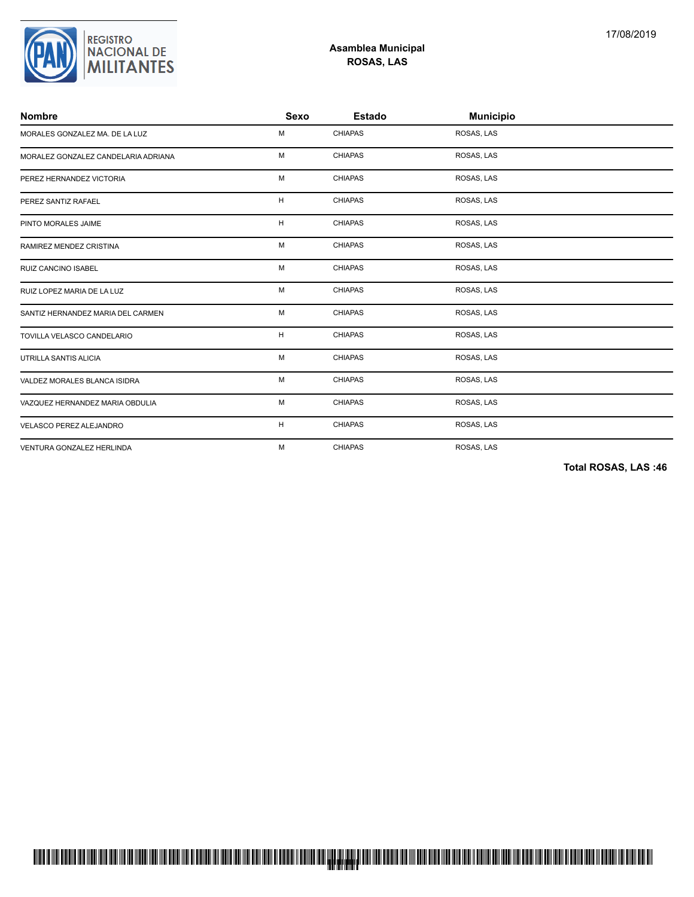## Asamblea Municipal
## ROSAS, LAS

| Nombre | Sexo | Estado | Municipio |
|---|---|---|---|
| MORALES GONZALEZ MA. DE LA LUZ | M | CHIAPAS | ROSAS, LAS |
| MORALEZ GONZALEZ CANDELARIA ADRIANA | M | CHIAPAS | ROSAS, LAS |
| PEREZ HERNANDEZ VICTORIA | M | CHIAPAS | ROSAS, LAS |
| PEREZ SANTIZ RAFAEL | H | CHIAPAS | ROSAS, LAS |
| PINTO MORALES JAIME | H | CHIAPAS | ROSAS, LAS |
| RAMIREZ MENDEZ CRISTINA | M | CHIAPAS | ROSAS, LAS |
| RUIZ CANCINO ISABEL | M | CHIAPAS | ROSAS, LAS |
| RUIZ LOPEZ MARIA DE LA LUZ | M | CHIAPAS | ROSAS, LAS |
| SANTIZ HERNANDEZ MARIA DEL CARMEN | M | CHIAPAS | ROSAS, LAS |
| TOVILLA VELASCO CANDELARIO | H | CHIAPAS | ROSAS, LAS |
| UTRILLA SANTIS ALICIA | M | CHIAPAS | ROSAS, LAS |
| VALDEZ MORALES BLANCA ISIDRA | M | CHIAPAS | ROSAS, LAS |
| VAZQUEZ HERNANDEZ MARIA OBDULIA | M | CHIAPAS | ROSAS, LAS |
| VELASCO PEREZ ALEJANDRO | H | CHIAPAS | ROSAS, LAS |
| VENTURA GONZALEZ HERLINDA | M | CHIAPAS | ROSAS, LAS |

**Total ROSAS, LAS :46**